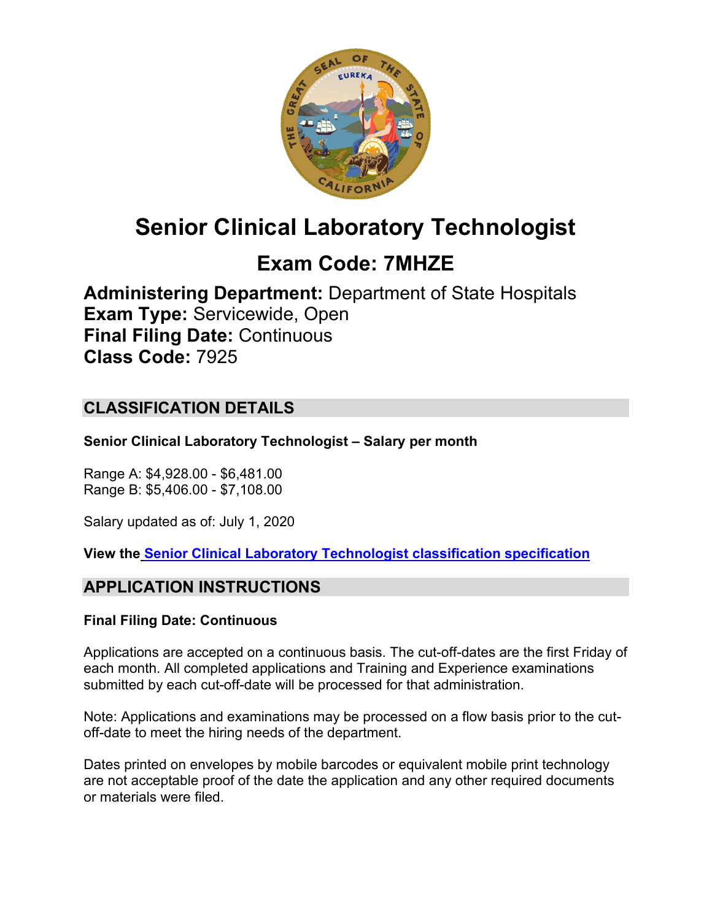# Senior Clinical Laboratory Technologist

## Exam Code: 7MHZE

**Administering Department:** Department of State Hospitals
**Exam Type:** Servicewide, Open
**Final Filing Date:** Continuous
**Class Code:** 7925

## CLASSIFICATION DETAILS

**Senior Clinical Laboratory Technologist – Salary per month**

Range A: $4,928.00 - $6,481.00
Range B: $5,406.00 - $7,108.00

Salary updated as of: July 1, 2020

**View the Senior Clinical Laboratory Technologist classification specification**

## APPLICATION INSTRUCTIONS

**Final Filing Date: Continuous**

Applications are accepted on a continuous basis. The cut-off-dates are the first Friday of each month. All completed applications and Training and Experience examinations submitted by each cut-off-date will be processed for that administration.

Note: Applications and examinations may be processed on a flow basis prior to the cut-off-date to meet the hiring needs of the department.

Dates printed on envelopes by mobile barcodes or equivalent mobile print technology are not acceptable proof of the date the application and any other required documents or materials were filed.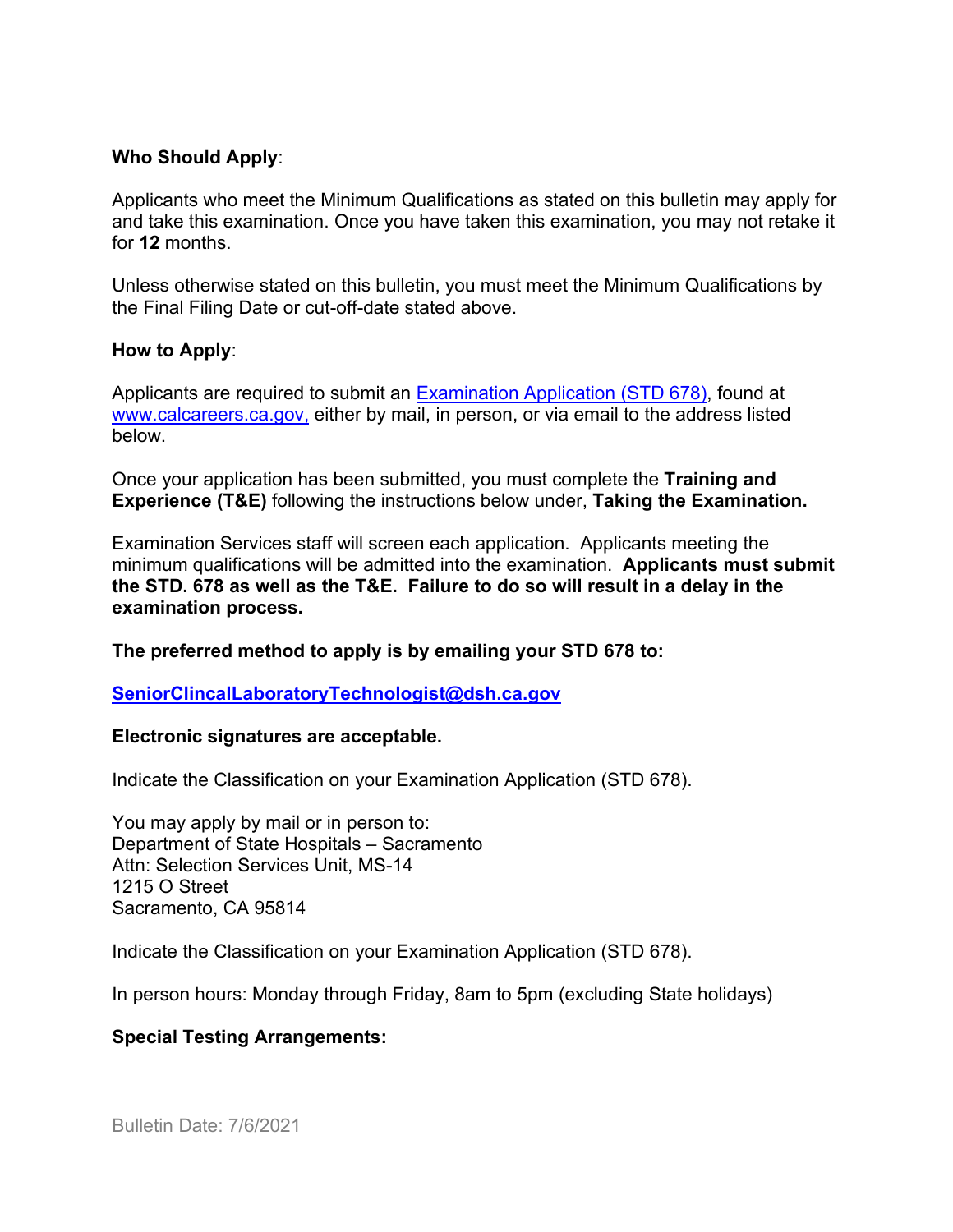**Who Should Apply**:

Applicants who meet the Minimum Qualifications as stated on this bulletin may apply for and take this examination. Once you have taken this examination, you may not retake it for **12** months.

Unless otherwise stated on this bulletin, you must meet the Minimum Qualifications by the Final Filing Date or cut-off-date stated above.

**How to Apply**:

Applicants are required to submit an [Examination Application (STD 678)](), found at [www.calcareers.ca.gov,]() either by mail, in person, or via email to the address listed below.

Once your application has been submitted, you must complete the **Training and Experience (T&E)** following the instructions below under, **Taking the Examination.**

Examination Services staff will screen each application. Applicants meeting the minimum qualifications will be admitted into the examination. **Applicants must submit the STD. 678 as well as the T&E. Failure to do so will result in a delay in the examination process.**

**The preferred method to apply is by emailing your STD 678 to:**

**[SeniorClincalLaboratoryTechnologist@dsh.ca.gov]()**

**Electronic signatures are acceptable.**

Indicate the Classification on your Examination Application (STD 678).

You may apply by mail or in person to:
Department of State Hospitals – Sacramento
Attn: Selection Services Unit, MS-14
1215 O Street
Sacramento, CA 95814

Indicate the Classification on your Examination Application (STD 678).

In person hours: Monday through Friday, 8am to 5pm (excluding State holidays)

**Special Testing Arrangements:**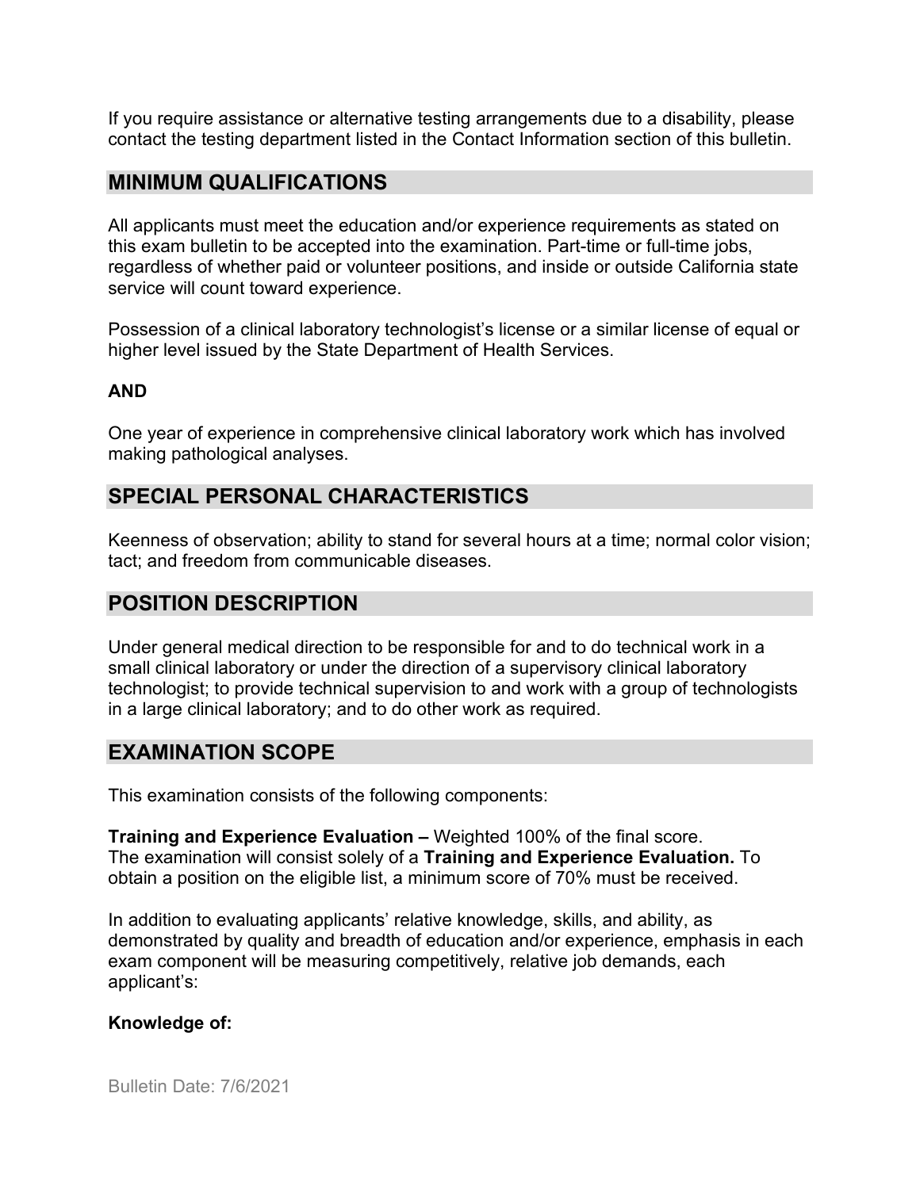If you require assistance or alternative testing arrangements due to a disability, please contact the testing department listed in the Contact Information section of this bulletin.

## MINIMUM QUALIFICATIONS

All applicants must meet the education and/or experience requirements as stated on this exam bulletin to be accepted into the examination. Part-time or full-time jobs, regardless of whether paid or volunteer positions, and inside or outside California state service will count toward experience.

Possession of a clinical laboratory technologist's license or a similar license of equal or higher level issued by the State Department of Health Services.

**AND**

One year of experience in comprehensive clinical laboratory work which has involved making pathological analyses.

## SPECIAL PERSONAL CHARACTERISTICS

Keenness of observation; ability to stand for several hours at a time; normal color vision; tact; and freedom from communicable diseases.

## POSITION DESCRIPTION

Under general medical direction to be responsible for and to do technical work in a small clinical laboratory or under the direction of a supervisory clinical laboratory technologist; to provide technical supervision to and work with a group of technologists in a large clinical laboratory; and to do other work as required.

## EXAMINATION SCOPE

This examination consists of the following components:

**Training and Experience Evaluation –** Weighted 100% of the final score.
The examination will consist solely of a **Training and Experience Evaluation.** To obtain a position on the eligible list, a minimum score of 70% must be received.

In addition to evaluating applicants' relative knowledge, skills, and ability, as demonstrated by quality and breadth of education and/or experience, emphasis in each exam component will be measuring competitively, relative job demands, each applicant's:

**Knowledge of:**

Bulletin Date: 7/6/2021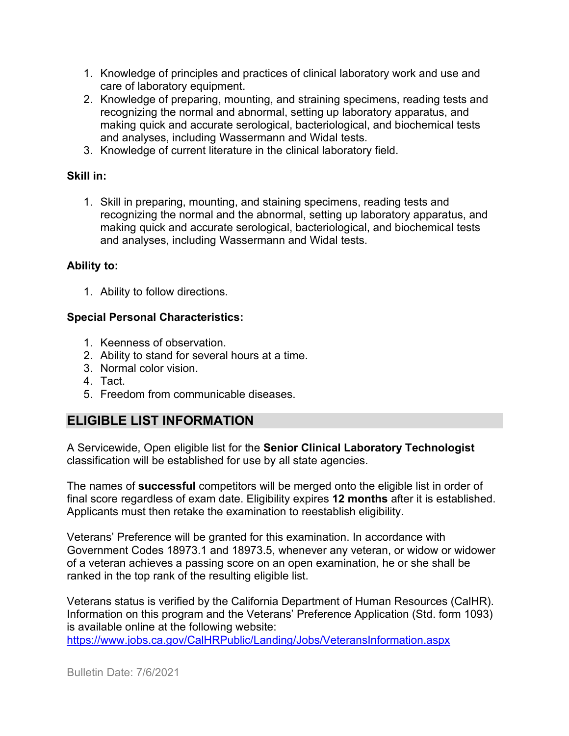1. Knowledge of principles and practices of clinical laboratory work and use and care of laboratory equipment.
2. Knowledge of preparing, mounting, and straining specimens, reading tests and recognizing the normal and abnormal, setting up laboratory apparatus, and making quick and accurate serological, bacteriological, and biochemical tests and analyses, including Wassermann and Widal tests.
3. Knowledge of current literature in the clinical laboratory field.

**Skill in:**

1. Skill in preparing, mounting, and staining specimens, reading tests and recognizing the normal and the abnormal, setting up laboratory apparatus, and making quick and accurate serological, bacteriological, and biochemical tests and analyses, including Wassermann and Widal tests.

**Ability to:**

1. Ability to follow directions.

**Special Personal Characteristics:**

1. Keenness of observation.
2. Ability to stand for several hours at a time.
3. Normal color vision.
4. Tact.
5. Freedom from communicable diseases.

## ELIGIBLE LIST INFORMATION

A Servicewide, Open eligible list for the **Senior Clinical Laboratory Technologist** classification will be established for use by all state agencies.

The names of **successful** competitors will be merged onto the eligible list in order of final score regardless of exam date. Eligibility expires **12 months** after it is established. Applicants must then retake the examination to reestablish eligibility.

Veterans' Preference will be granted for this examination. In accordance with Government Codes 18973.1 and 18973.5, whenever any veteran, or widow or widower of a veteran achieves a passing score on an open examination, he or she shall be ranked in the top rank of the resulting eligible list.

Veterans status is verified by the California Department of Human Resources (CalHR). Information on this program and the Veterans' Preference Application (Std. form 1093) is available online at the following website: https://www.jobs.ca.gov/CalHRPublic/Landing/Jobs/VeteransInformation.aspx

Bulletin Date: 7/6/2021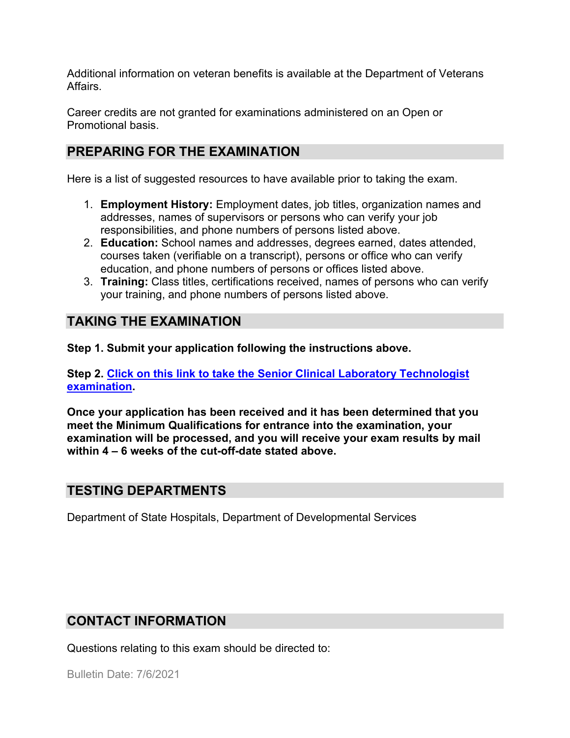Additional information on veteran benefits is available at the Department of Veterans Affairs.

Career credits are not granted for examinations administered on an Open or Promotional basis.

## PREPARING FOR THE EXAMINATION

Here is a list of suggested resources to have available prior to taking the exam.

1. **Employment History:** Employment dates, job titles, organization names and addresses, names of supervisors or persons who can verify your job responsibilities, and phone numbers of persons listed above.
2. **Education:** School names and addresses, degrees earned, dates attended, courses taken (verifiable on a transcript), persons or office who can verify education, and phone numbers of persons or offices listed above.
3. **Training:** Class titles, certifications received, names of persons who can verify your training, and phone numbers of persons listed above.

## TAKING THE EXAMINATION

**Step 1. Submit your application following the instructions above.**

**Step 2. Click on this link to take the Senior Clinical Laboratory Technologist examination.**

**Once your application has been received and it has been determined that you meet the Minimum Qualifications for entrance into the examination, your examination will be processed, and you will receive your exam results by mail within 4 – 6 weeks of the cut-off-date stated above.**

## TESTING DEPARTMENTS

Department of State Hospitals, Department of Developmental Services

## CONTACT INFORMATION

Questions relating to this exam should be directed to:

Bulletin Date: 7/6/2021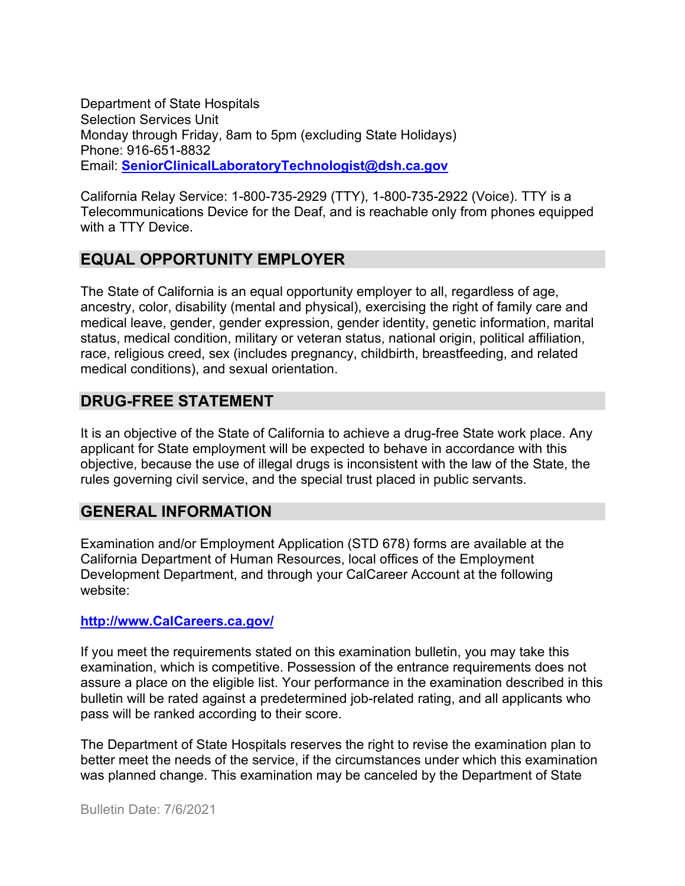Department of State Hospitals
Selection Services Unit
Monday through Friday, 8am to 5pm (excluding State Holidays)
Phone: 916-651-8832
Email: **SeniorClinicalLaboratoryTechnologist@dsh.ca.gov**

California Relay Service: 1-800-735-2929 (TTY), 1-800-735-2922 (Voice). TTY is a Telecommunications Device for the Deaf, and is reachable only from phones equipped with a TTY Device.

## EQUAL OPPORTUNITY EMPLOYER

The State of California is an equal opportunity employer to all, regardless of age, ancestry, color, disability (mental and physical), exercising the right of family care and medical leave, gender, gender expression, gender identity, genetic information, marital status, medical condition, military or veteran status, national origin, political affiliation, race, religious creed, sex (includes pregnancy, childbirth, breastfeeding, and related medical conditions), and sexual orientation.

## DRUG-FREE STATEMENT

It is an objective of the State of California to achieve a drug-free State work place. Any applicant for State employment will be expected to behave in accordance with this objective, because the use of illegal drugs is inconsistent with the law of the State, the rules governing civil service, and the special trust placed in public servants.

## GENERAL INFORMATION

Examination and/or Employment Application (STD 678) forms are available at the California Department of Human Resources, local offices of the Employment Development Department, and through your CalCareer Account at the following website:

**http://www.CalCareers.ca.gov/**

If you meet the requirements stated on this examination bulletin, you may take this examination, which is competitive. Possession of the entrance requirements does not assure a place on the eligible list. Your performance in the examination described in this bulletin will be rated against a predetermined job-related rating, and all applicants who pass will be ranked according to their score.

The Department of State Hospitals reserves the right to revise the examination plan to better meet the needs of the service, if the circumstances under which this examination was planned change. This examination may be canceled by the Department of State

Bulletin Date: 7/6/2021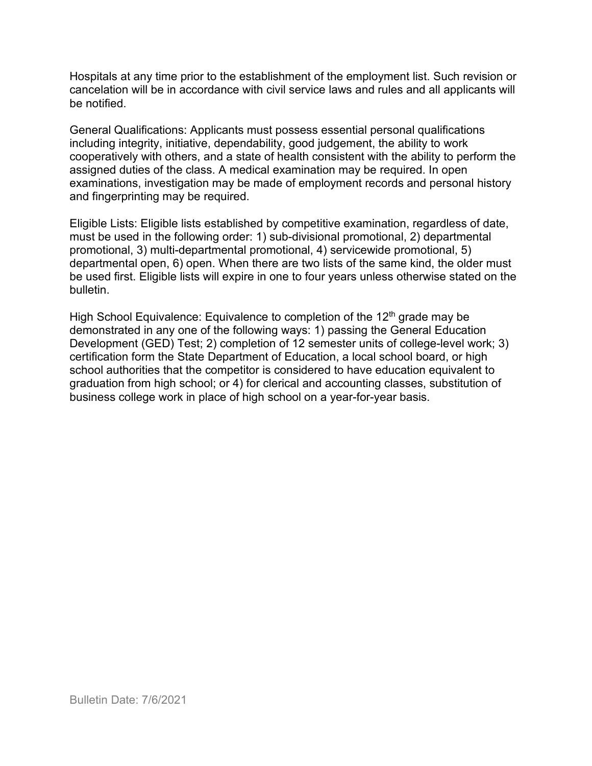Hospitals at any time prior to the establishment of the employment list. Such revision or cancelation will be in accordance with civil service laws and rules and all applicants will be notified.

General Qualifications: Applicants must possess essential personal qualifications including integrity, initiative, dependability, good judgement, the ability to work cooperatively with others, and a state of health consistent with the ability to perform the assigned duties of the class. A medical examination may be required. In open examinations, investigation may be made of employment records and personal history and fingerprinting may be required.

Eligible Lists: Eligible lists established by competitive examination, regardless of date, must be used in the following order: 1) sub-divisional promotional, 2) departmental promotional, 3) multi-departmental promotional, 4) servicewide promotional, 5) departmental open, 6) open. When there are two lists of the same kind, the older must be used first. Eligible lists will expire in one to four years unless otherwise stated on the bulletin.

High School Equivalence: Equivalence to completion of the 12th grade may be demonstrated in any one of the following ways: 1) passing the General Education Development (GED) Test; 2) completion of 12 semester units of college-level work; 3) certification form the State Department of Education, a local school board, or high school authorities that the competitor is considered to have education equivalent to graduation from high school; or 4) for clerical and accounting classes, substitution of business college work in place of high school on a year-for-year basis.

Bulletin Date: 7/6/2021